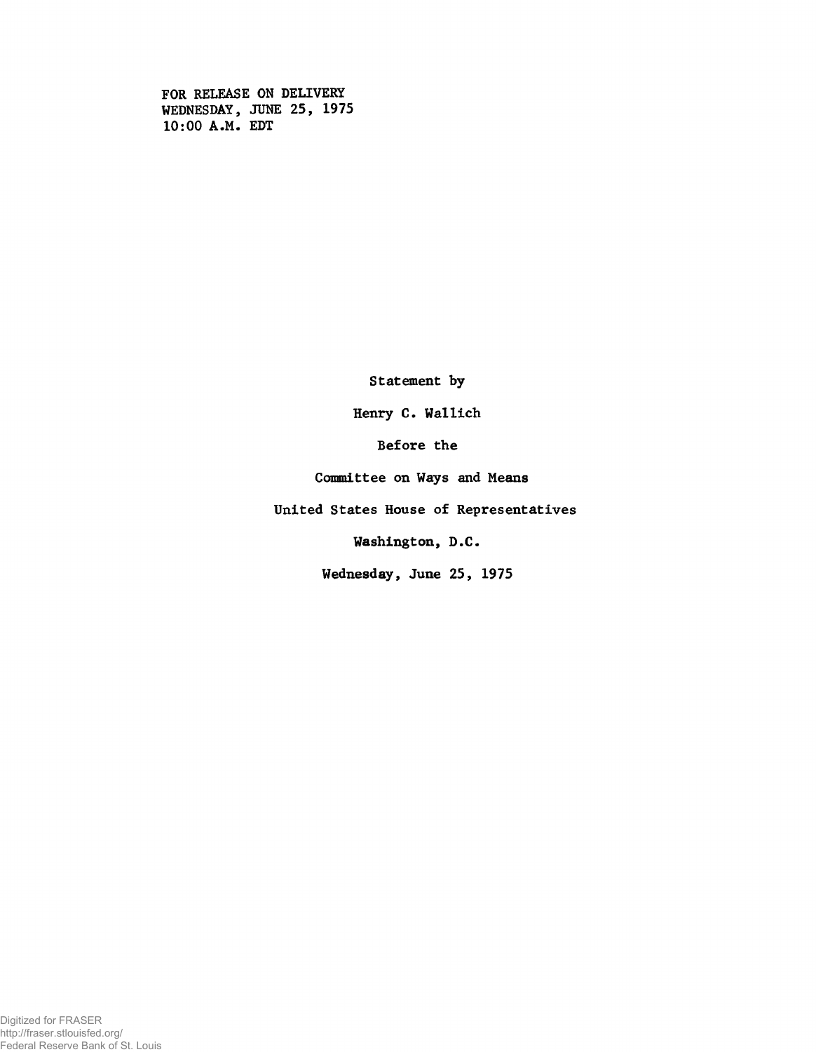FOR RELEASE ON DELIVERY
WEDNESDAY, JUNE 25, 1975
10:00 A.M. EDT

Statement by

Henry C. Wallich

Before the

Committee on Ways and Means

United States House of Representatives

Washington, D.C.

Wednesday, June 25, 1975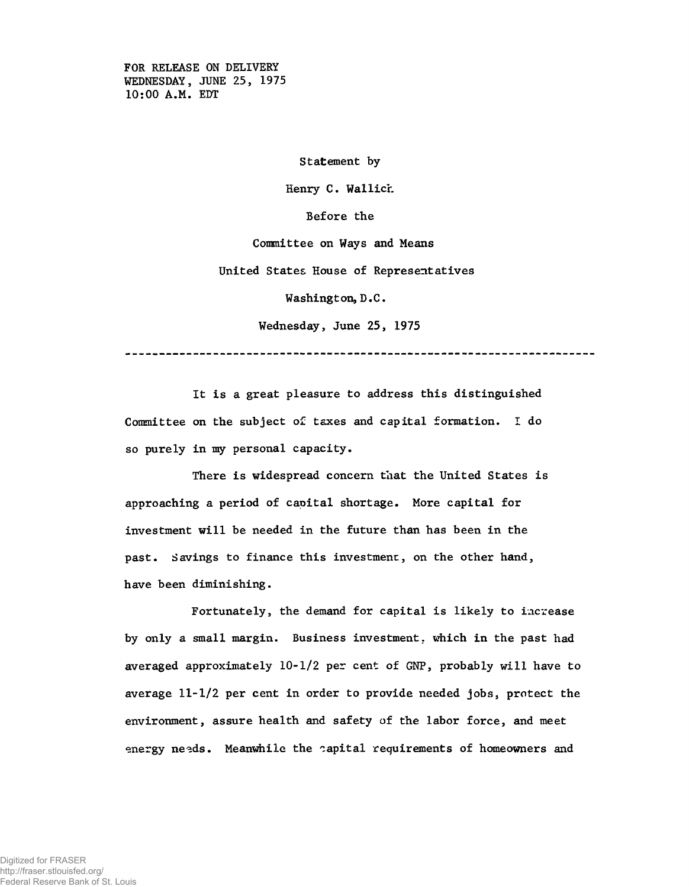FOR RELEASE ON DELIVERY
WEDNESDAY, JUNE 25, 1975
10:00 A.M. EDT

Statement by

Henry C. Wallich

Before the

Committee on Ways and Means

United States House of Representatives

Washington, D.C.

Wednesday, June 25, 1975

---

It is a great pleasure to address this distinguished Committee on the subject of taxes and capital formation. I do so purely in my personal capacity.

There is widespread concern that the United States is approaching a period of capital shortage. More capital for investment will be needed in the future than has been in the past. Savings to finance this investment, on the other hand, have been diminishing.

Fortunately, the demand for capital is likely to increase by only a small margin. Business investment, which in the past had averaged approximately 10-1/2 per cent of GNP, probably will have to average 11-1/2 per cent in order to provide needed jobs, protect the environment, assure health and safety of the labor force, and meet energy needs. Meanwhile the capital requirements of homeowners and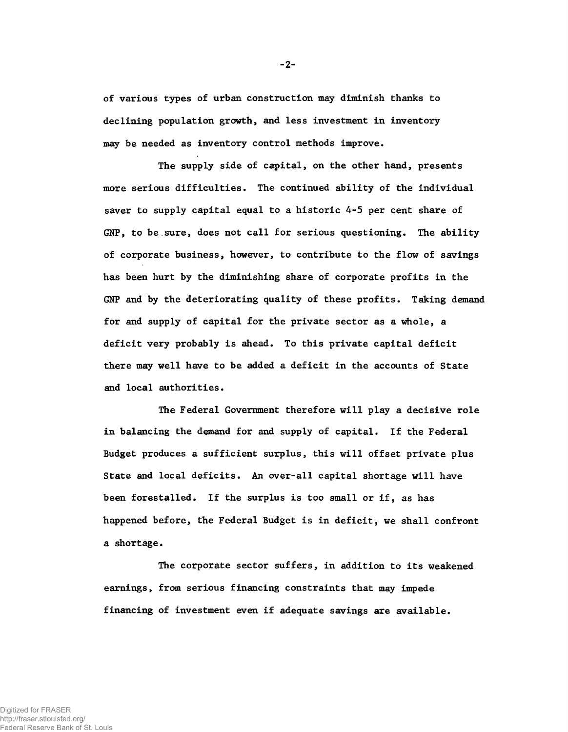of various types of urban construction may diminish thanks to declining population growth, and less investment in inventory may be needed as inventory control methods improve.

The supply side of capital, on the other hand, presents more serious difficulties. The continued ability of the individual saver to supply capital equal to a historic 4-5 per cent share of GNP, to be sure, does not call for serious questioning. The ability of corporate business, however, to contribute to the flow of savings has been hurt by the diminishing share of corporate profits in the GNP and by the deteriorating quality of these profits. Taking demand for and supply of capital for the private sector as a whole, a deficit very probably is ahead. To this private capital deficit there may well have to be added a deficit in the accounts of State and local authorities.

The Federal Government therefore will play a decisive role in balancing the demand for and supply of capital. If the Federal Budget produces a sufficient surplus, this will offset private plus State and local deficits. An over-all capital shortage will have been forestalled. If the surplus is too small or if, as has happened before, the Federal Budget is in deficit, we shall confront a shortage.

The corporate sector suffers, in addition to its weakened earnings, from serious financing constraints that may impede financing of investment even if adequate savings are available.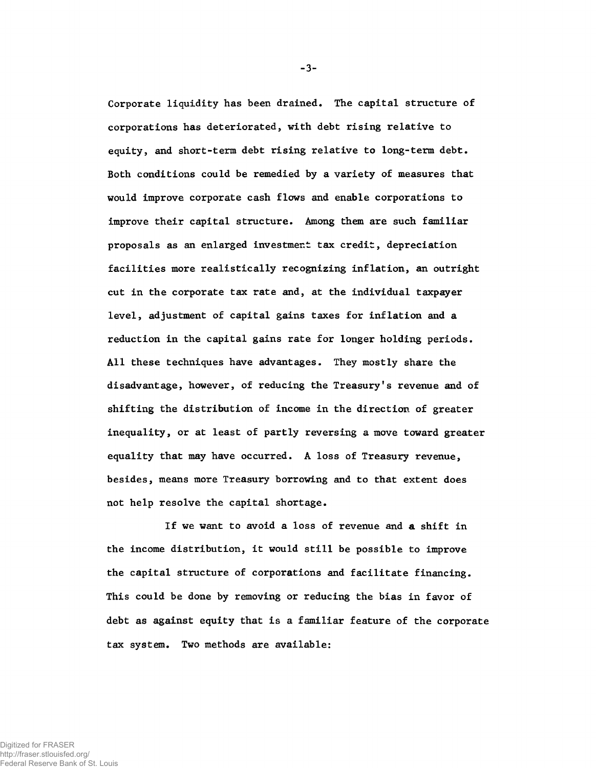Corporate liquidity has been drained. The capital structure of corporations has deteriorated, with debt rising relative to equity, and short-term debt rising relative to long-term debt. Both conditions could be remedied by a variety of measures that would improve corporate cash flows and enable corporations to improve their capital structure. Among them are such familiar proposals as an enlarged investment tax credit, depreciation facilities more realistically recognizing inflation, an outright cut in the corporate tax rate and, at the individual taxpayer level, adjustment of capital gains taxes for inflation and a reduction in the capital gains rate for longer holding periods. All these techniques have advantages. They mostly share the disadvantage, however, of reducing the Treasury's revenue and of shifting the distribution of income in the direction of greater inequality, or at least of partly reversing a move toward greater equality that may have occurred. A loss of Treasury revenue, besides, means more Treasury borrowing and to that extent does not help resolve the capital shortage.

If we want to avoid a loss of revenue and a shift in the income distribution, it would still be possible to improve the capital structure of corporations and facilitate financing. This could be done by removing or reducing the bias in favor of debt as against equity that is a familiar feature of the corporate tax system. Two methods are available: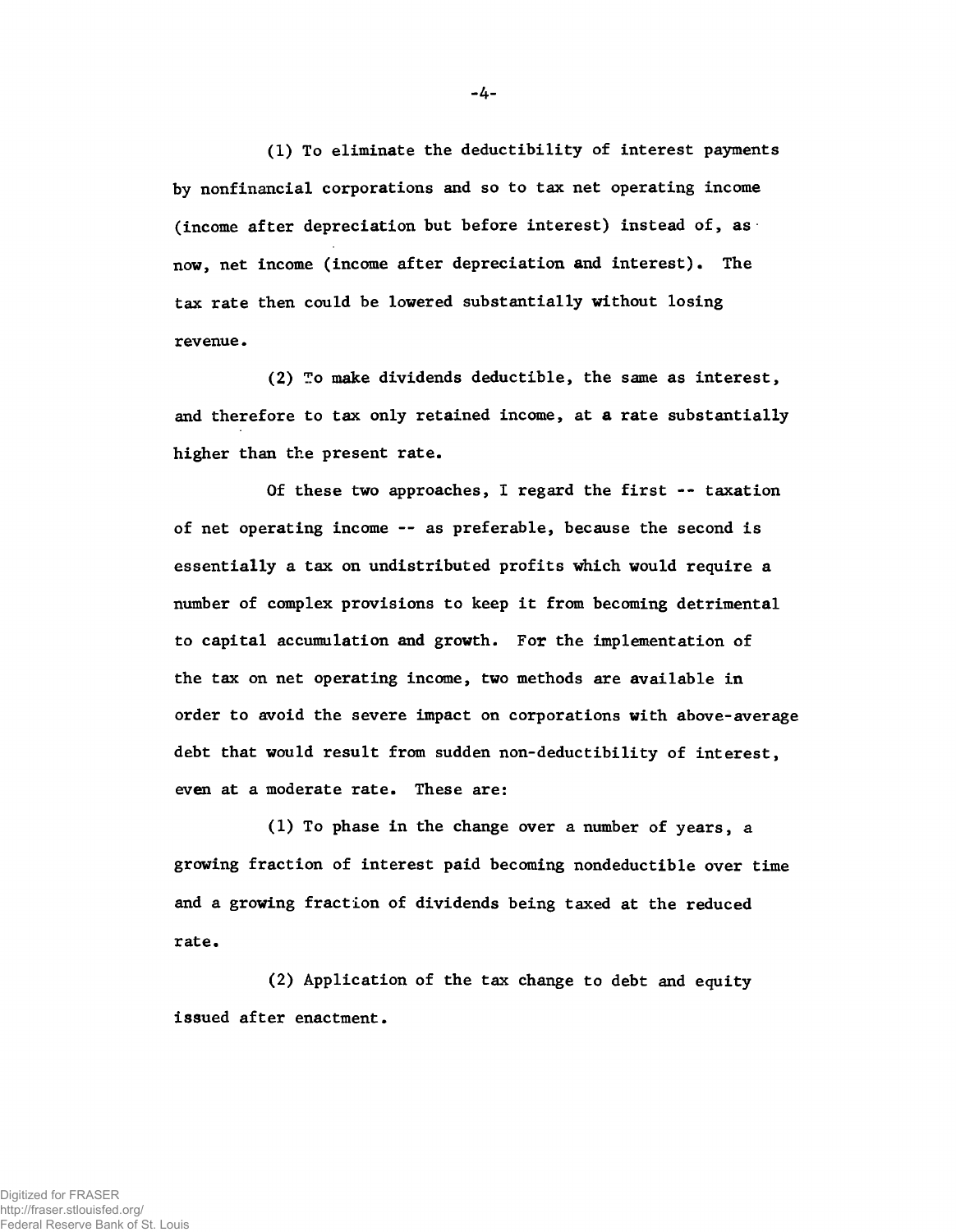(1) To eliminate the deductibility of interest payments by nonfinancial corporations and so to tax net operating income (income after depreciation but before interest) instead of, as now, net income (income after depreciation and interest). The tax rate then could be lowered substantially without losing revenue.

(2) To make dividends deductible, the same as interest, and therefore to tax only retained income, at a rate substantially higher than the present rate.

Of these two approaches, I regard the first -- taxation of net operating income -- as preferable, because the second is essentially a tax on undistributed profits which would require a number of complex provisions to keep it from becoming detrimental to capital accumulation and growth. For the implementation of the tax on net operating income, two methods are available in order to avoid the severe impact on corporations with above-average debt that would result from sudden non-deductibility of interest, even at a moderate rate. These are:

(1) To phase in the change over a number of years, a growing fraction of interest paid becoming nondeductible over time and a growing fraction of dividends being taxed at the reduced rate.

(2) Application of the tax change to debt and equity issued after enactment.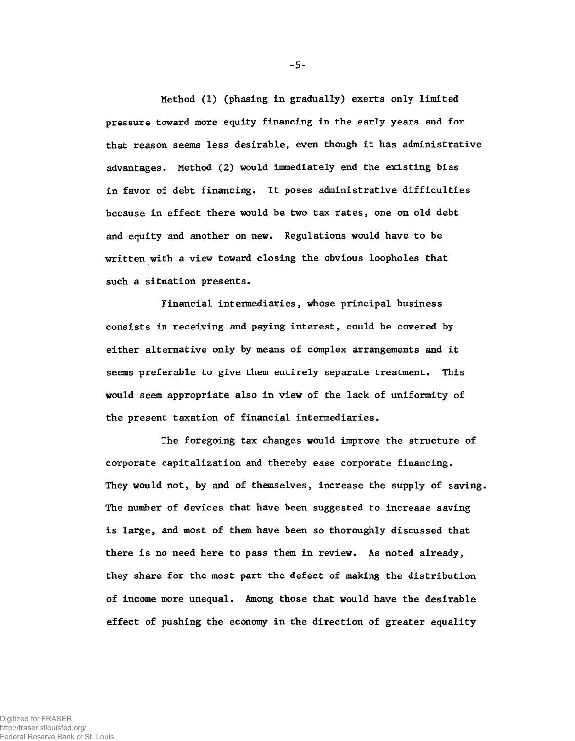Method (1) (phasing in gradually) exerts only limited pressure toward more equity financing in the early years and for that reason seems less desirable, even though it has administrative advantages. Method (2) would immediately end the existing bias in favor of debt financing. It poses administrative difficulties because in effect there would be two tax rates, one on old debt and equity and another on new. Regulations would have to be written with a view toward closing the obvious loopholes that such a situation presents.

Financial intermediaries, whose principal business consists in receiving and paying interest, could be covered by either alternative only by means of complex arrangements and it seems preferable to give them entirely separate treatment. This would seem appropriate also in view of the lack of uniformity of the present taxation of financial intermediaries.

The foregoing tax changes would improve the structure of corporate capitalization and thereby ease corporate financing. They would not, by and of themselves, increase the supply of saving. The number of devices that have been suggested to increase saving is large, and most of them have been so thoroughly discussed that there is no need here to pass them in review. As noted already, they share for the most part the defect of making the distribution of income more unequal. Among those that would have the desirable effect of pushing the economy in the direction of greater equality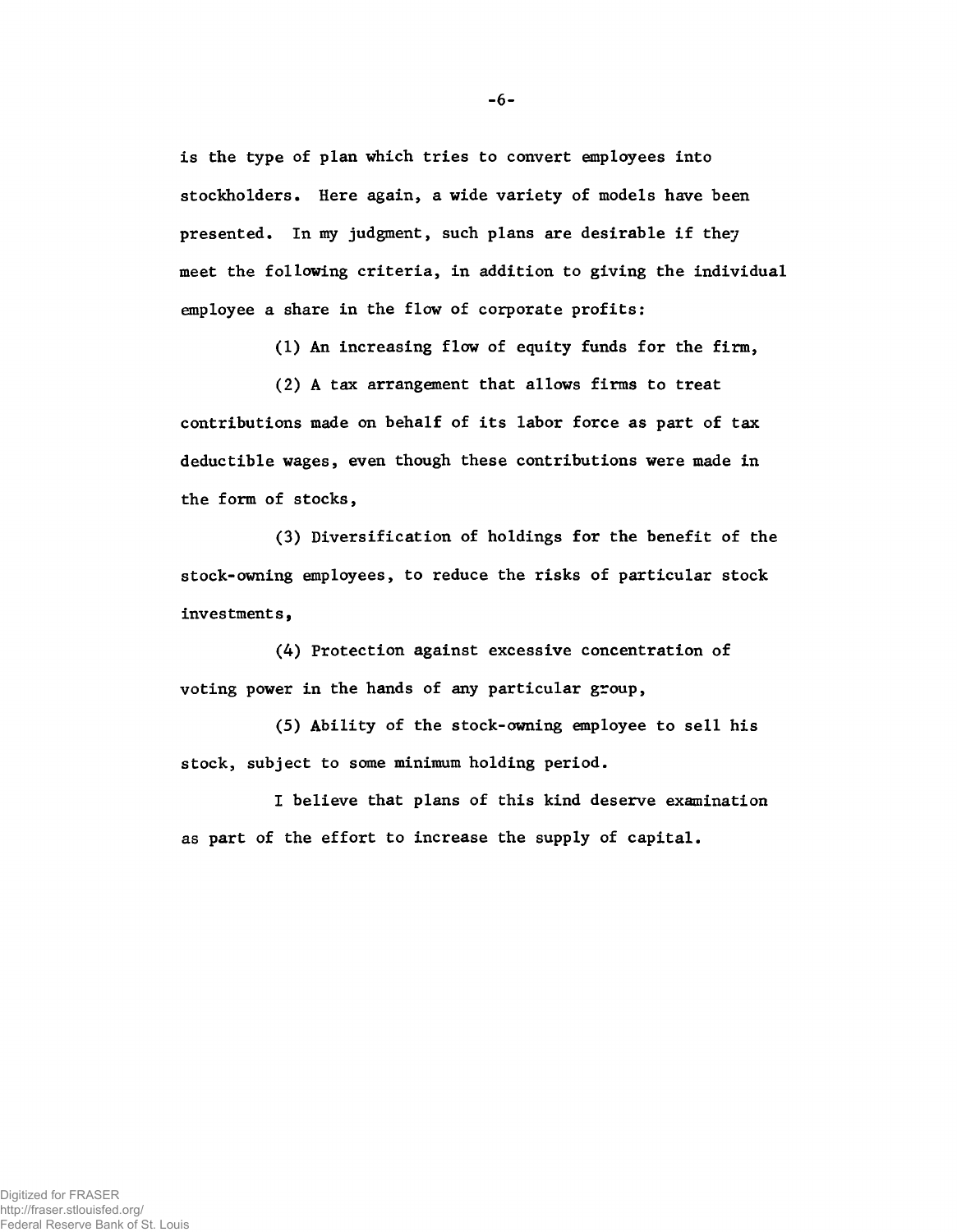is the type of plan which tries to convert employees into stockholders. Here again, a wide variety of models have been presented. In my judgment, such plans are desirable if they meet the following criteria, in addition to giving the individual employee a share in the flow of corporate profits:

(1) An increasing flow of equity funds for the firm,

(2) A tax arrangement that allows firms to treat contributions made on behalf of its labor force as part of tax deductible wages, even though these contributions were made in the form of stocks,

(3) Diversification of holdings for the benefit of the stock-owning employees, to reduce the risks of particular stock investments,

(4) Protection against excessive concentration of voting power in the hands of any particular group,

(5) Ability of the stock-owning employee to sell his stock, subject to some minimum holding period.

I believe that plans of this kind deserve examination as part of the effort to increase the supply of capital.